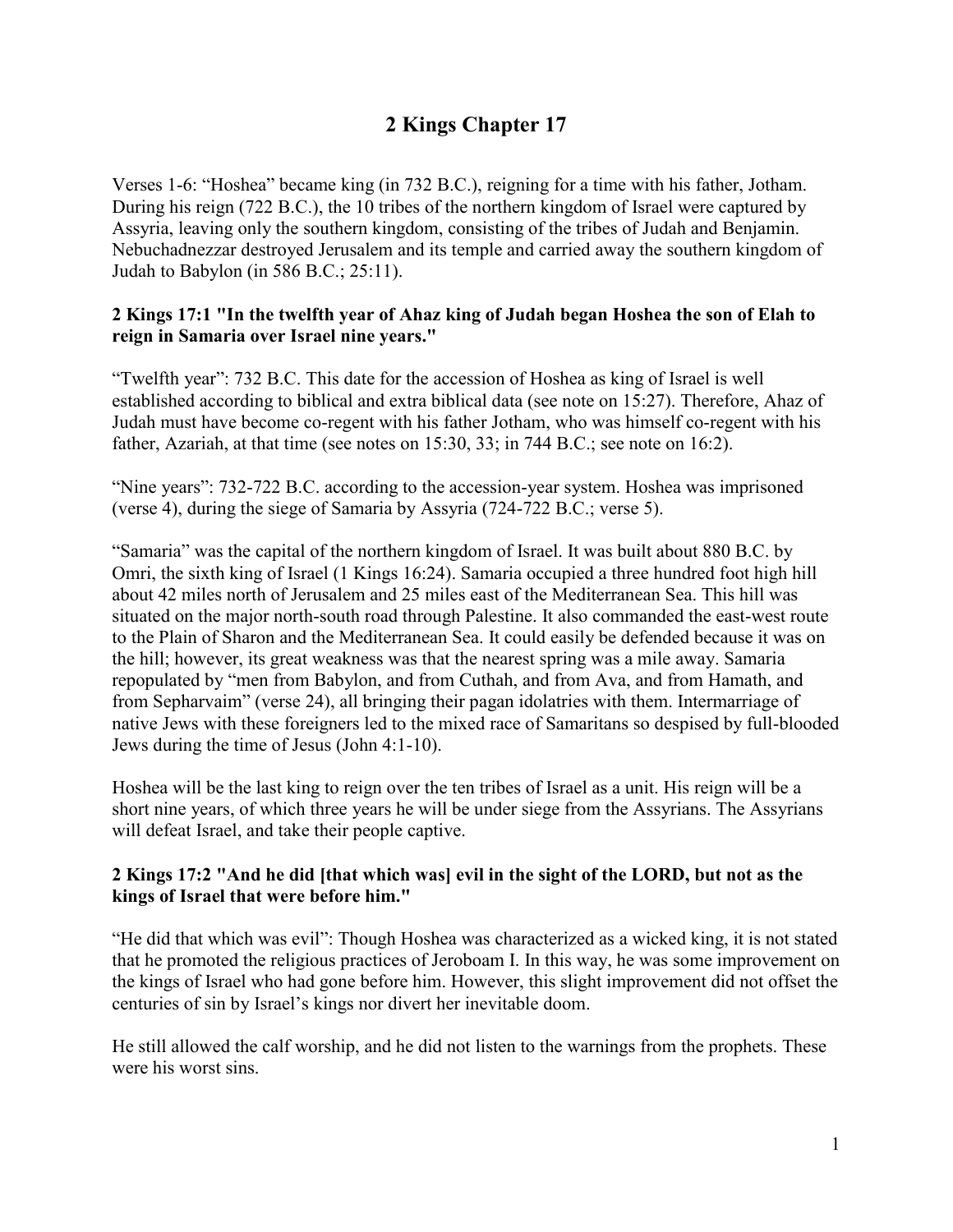# 2 Kings Chapter 17

Verses 1-6: "Hoshea" became king (in 732 B.C.), reigning for a time with his father, Jotham. During his reign (722 B.C.), the 10 tribes of the northern kingdom of Israel were captured by Assyria, leaving only the southern kingdom, consisting of the tribes of Judah and Benjamin. Nebuchadnezzar destroyed Jerusalem and its temple and carried away the southern kingdom of Judah to Babylon (in 586 B.C.; 25:11).

**2 Kings 17:1 "In the twelfth year of Ahaz king of Judah began Hoshea the son of Elah to reign in Samaria over Israel nine years."**

"Twelfth year": 732 B.C. This date for the accession of Hoshea as king of Israel is well established according to biblical and extra biblical data (see note on 15:27). Therefore, Ahaz of Judah must have become co-regent with his father Jotham, who was himself co-regent with his father, Azariah, at that time (see notes on 15:30, 33; in 744 B.C.; see note on 16:2).

"Nine years": 732-722 B.C. according to the accession-year system. Hoshea was imprisoned (verse 4), during the siege of Samaria by Assyria (724-722 B.C.; verse 5).

"Samaria" was the capital of the northern kingdom of Israel. It was built about 880 B.C. by Omri, the sixth king of Israel (1 Kings 16:24). Samaria occupied a three hundred foot high hill about 42 miles north of Jerusalem and 25 miles east of the Mediterranean Sea. This hill was situated on the major north-south road through Palestine. It also commanded the east-west route to the Plain of Sharon and the Mediterranean Sea. It could easily be defended because it was on the hill; however, its great weakness was that the nearest spring was a mile away. Samaria repopulated by "men from Babylon, and from Cuthah, and from Ava, and from Hamath, and from Sepharvaim" (verse 24), all bringing their pagan idolatries with them. Intermarriage of native Jews with these foreigners led to the mixed race of Samaritans so despised by full-blooded Jews during the time of Jesus (John 4:1-10).

Hoshea will be the last king to reign over the ten tribes of Israel as a unit. His reign will be a short nine years, of which three years he will be under siege from the Assyrians. The Assyrians will defeat Israel, and take their people captive.

**2 Kings 17:2 "And he did [that which was] evil in the sight of the LORD, but not as the kings of Israel that were before him."**

"He did that which was evil": Though Hoshea was characterized as a wicked king, it is not stated that he promoted the religious practices of Jeroboam I. In this way, he was some improvement on the kings of Israel who had gone before him. However, this slight improvement did not offset the centuries of sin by Israel's kings nor divert her inevitable doom.

He still allowed the calf worship, and he did not listen to the warnings from the prophets. These were his worst sins.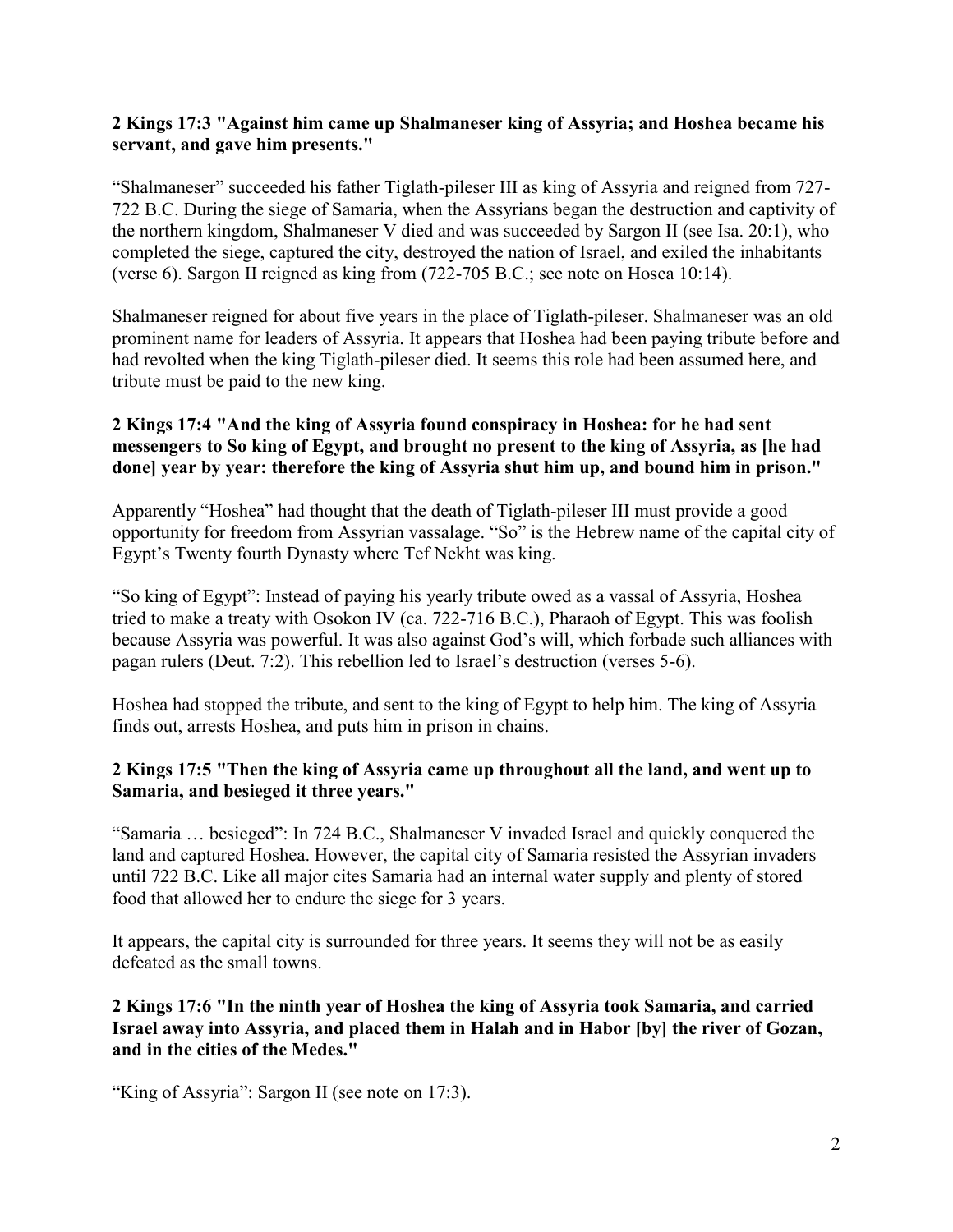**2 Kings 17:3 "Against him came up Shalmaneser king of Assyria; and Hoshea became his servant, and gave him presents."**

"Shalmaneser" succeeded his father Tiglath-pileser III as king of Assyria and reigned from 727-722 B.C. During the siege of Samaria, when the Assyrians began the destruction and captivity of the northern kingdom, Shalmaneser V died and was succeeded by Sargon II (see Isa. 20:1), who completed the siege, captured the city, destroyed the nation of Israel, and exiled the inhabitants (verse 6). Sargon II reigned as king from (722-705 B.C.; see note on Hosea 10:14).

Shalmaneser reigned for about five years in the place of Tiglath-pileser. Shalmaneser was an old prominent name for leaders of Assyria. It appears that Hoshea had been paying tribute before and had revolted when the king Tiglath-pileser died. It seems this role had been assumed here, and tribute must be paid to the new king.

**2 Kings 17:4 "And the king of Assyria found conspiracy in Hoshea: for he had sent messengers to So king of Egypt, and brought no present to the king of Assyria, as [he had done] year by year: therefore the king of Assyria shut him up, and bound him in prison."**

Apparently "Hoshea" had thought that the death of Tiglath-pileser III must provide a good opportunity for freedom from Assyrian vassalage. "So" is the Hebrew name of the capital city of Egypt's Twenty fourth Dynasty where Tef Nekht was king.

"So king of Egypt": Instead of paying his yearly tribute owed as a vassal of Assyria, Hoshea tried to make a treaty with Osokon IV (ca. 722-716 B.C.), Pharaoh of Egypt. This was foolish because Assyria was powerful. It was also against God's will, which forbade such alliances with pagan rulers (Deut. 7:2). This rebellion led to Israel's destruction (verses 5-6).

Hoshea had stopped the tribute, and sent to the king of Egypt to help him. The king of Assyria finds out, arrests Hoshea, and puts him in prison in chains.

**2 Kings 17:5 "Then the king of Assyria came up throughout all the land, and went up to Samaria, and besieged it three years."**

"Samaria … besieged": In 724 B.C., Shalmaneser V invaded Israel and quickly conquered the land and captured Hoshea. However, the capital city of Samaria resisted the Assyrian invaders until 722 B.C. Like all major cites Samaria had an internal water supply and plenty of stored food that allowed her to endure the siege for 3 years.

It appears, the capital city is surrounded for three years. It seems they will not be as easily defeated as the small towns.

**2 Kings 17:6 "In the ninth year of Hoshea the king of Assyria took Samaria, and carried Israel away into Assyria, and placed them in Halah and in Habor [by] the river of Gozan, and in the cities of the Medes."**

"King of Assyria": Sargon II (see note on 17:3).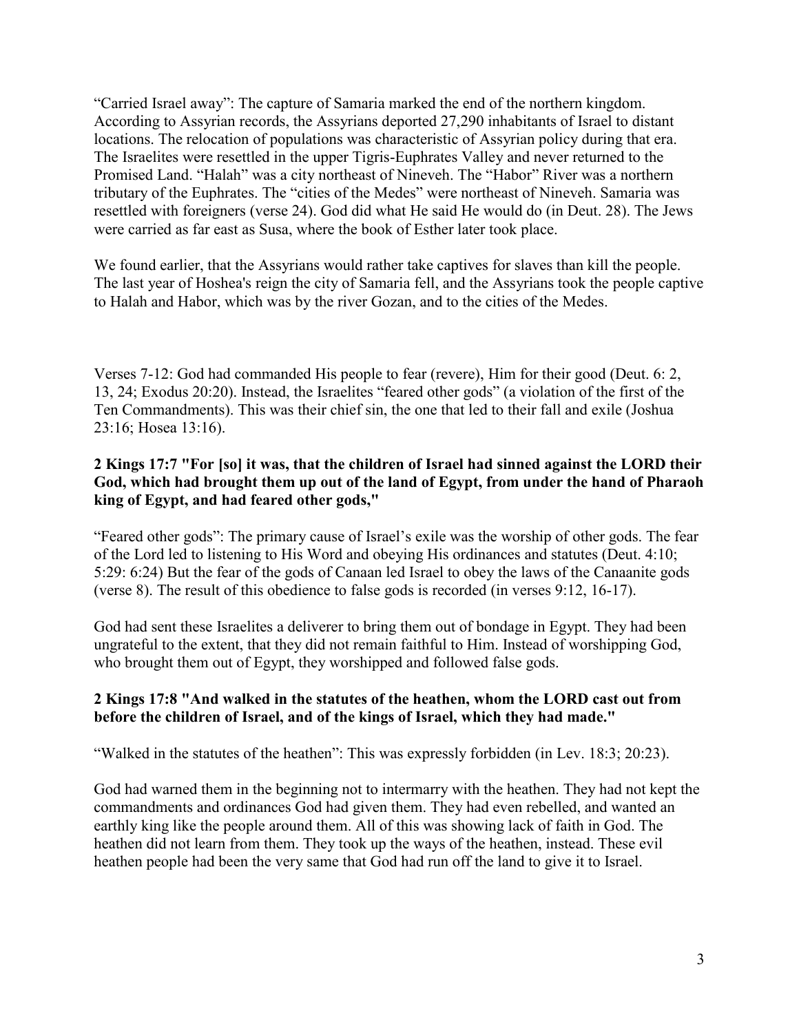“Carried Israel away”: The capture of Samaria marked the end of the northern kingdom. According to Assyrian records, the Assyrians deported 27,290 inhabitants of Israel to distant locations. The relocation of populations was characteristic of Assyrian policy during that era. The Israelites were resettled in the upper Tigris-Euphrates Valley and never returned to the Promised Land. “Halah” was a city northeast of Nineveh. The “Habor” River was a northern tributary of the Euphrates. The “cities of the Medes” were northeast of Nineveh. Samaria was resettled with foreigners (verse 24). God did what He said He would do (in Deut. 28). The Jews were carried as far east as Susa, where the book of Esther later took place.

We found earlier, that the Assyrians would rather take captives for slaves than kill the people. The last year of Hoshea's reign the city of Samaria fell, and the Assyrians took the people captive to Halah and Habor, which was by the river Gozan, and to the cities of the Medes.

Verses 7-12: God had commanded His people to fear (revere), Him for their good (Deut. 6: 2, 13, 24; Exodus 20:20). Instead, the Israelites “feared other gods” (a violation of the first of the Ten Commandments). This was their chief sin, the one that led to their fall and exile (Joshua 23:16; Hosea 13:16).

**2 Kings 17:7 "For [so] it was, that the children of Israel had sinned against the LORD their God, which had brought them up out of the land of Egypt, from under the hand of Pharaoh king of Egypt, and had feared other gods,"**

“Feared other gods”: The primary cause of Israel’s exile was the worship of other gods. The fear of the Lord led to listening to His Word and obeying His ordinances and statutes (Deut. 4:10; 5:29: 6:24) But the fear of the gods of Canaan led Israel to obey the laws of the Canaanite gods (verse 8). The result of this obedience to false gods is recorded (in verses 9:12, 16-17).

God had sent these Israelites a deliverer to bring them out of bondage in Egypt. They had been ungrateful to the extent, that they did not remain faithful to Him. Instead of worshipping God, who brought them out of Egypt, they worshipped and followed false gods.

**2 Kings 17:8 "And walked in the statutes of the heathen, whom the LORD cast out from before the children of Israel, and of the kings of Israel, which they had made."**

“Walked in the statutes of the heathen”: This was expressly forbidden (in Lev. 18:3; 20:23).

God had warned them in the beginning not to intermarry with the heathen. They had not kept the commandments and ordinances God had given them. They had even rebelled, and wanted an earthly king like the people around them. All of this was showing lack of faith in God. The heathen did not learn from them. They took up the ways of the heathen, instead. These evil heathen people had been the very same that God had run off the land to give it to Israel.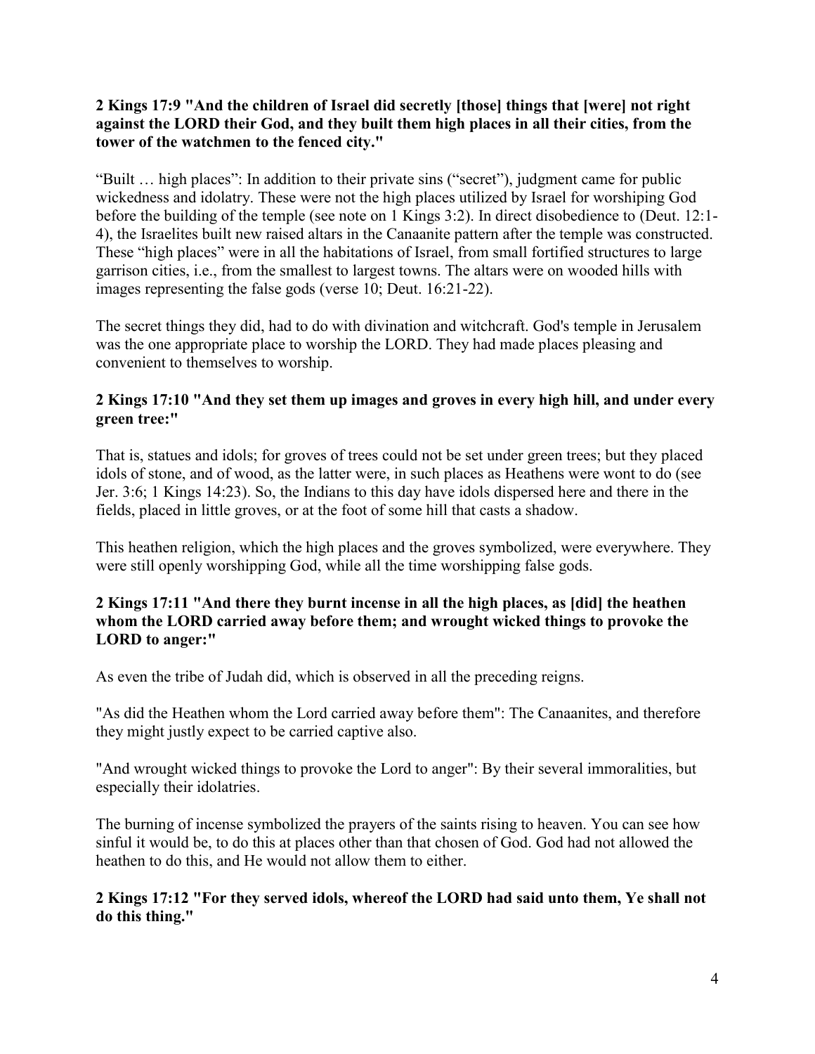**2 Kings 17:9 "And the children of Israel did secretly [those] things that [were] not right against the LORD their God, and they built them high places in all their cities, from the tower of the watchmen to the fenced city."**

"Built … high places": In addition to their private sins ("secret"), judgment came for public wickedness and idolatry. These were not the high places utilized by Israel for worshiping God before the building of the temple (see note on 1 Kings 3:2). In direct disobedience to (Deut. 12:1-4), the Israelites built new raised altars in the Canaanite pattern after the temple was constructed. These "high places" were in all the habitations of Israel, from small fortified structures to large garrison cities, i.e., from the smallest to largest towns. The altars were on wooded hills with images representing the false gods (verse 10; Deut. 16:21-22).

The secret things they did, had to do with divination and witchcraft. God's temple in Jerusalem was the one appropriate place to worship the LORD. They had made places pleasing and convenient to themselves to worship.

**2 Kings 17:10 "And they set them up images and groves in every high hill, and under every green tree:"**

That is, statues and idols; for groves of trees could not be set under green trees; but they placed idols of stone, and of wood, as the latter were, in such places as Heathens were wont to do (see Jer. 3:6; 1 Kings 14:23). So, the Indians to this day have idols dispersed here and there in the fields, placed in little groves, or at the foot of some hill that casts a shadow.

This heathen religion, which the high places and the groves symbolized, were everywhere. They were still openly worshipping God, while all the time worshipping false gods.

**2 Kings 17:11 "And there they burnt incense in all the high places, as [did] the heathen whom the LORD carried away before them; and wrought wicked things to provoke the LORD to anger:"**

As even the tribe of Judah did, which is observed in all the preceding reigns.

"As did the Heathen whom the Lord carried away before them": The Canaanites, and therefore they might justly expect to be carried captive also.

"And wrought wicked things to provoke the Lord to anger": By their several immoralities, but especially their idolatries.

The burning of incense symbolized the prayers of the saints rising to heaven. You can see how sinful it would be, to do this at places other than that chosen of God. God had not allowed the heathen to do this, and He would not allow them to either.

**2 Kings 17:12 "For they served idols, whereof the LORD had said unto them, Ye shall not do this thing."**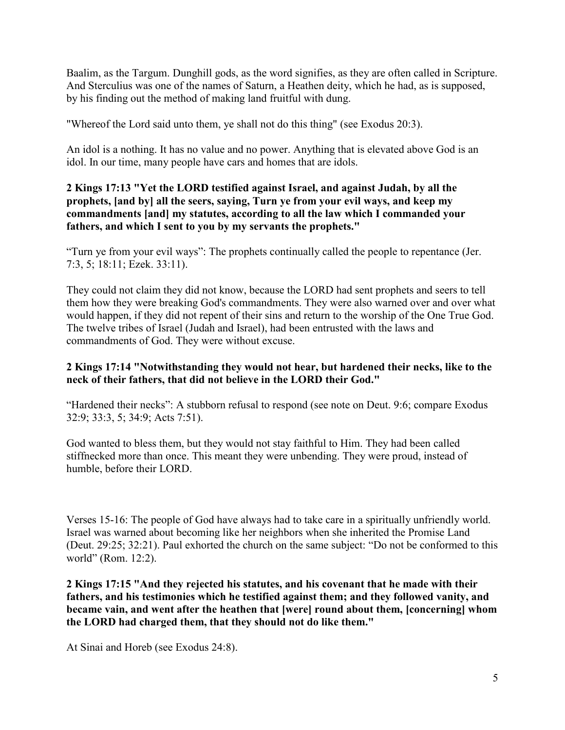Baalim, as the Targum. Dunghill gods, as the word signifies, as they are often called in Scripture. And Sterculius was one of the names of Saturn, a Heathen deity, which he had, as is supposed, by his finding out the method of making land fruitful with dung.

"Whereof the Lord said unto them, ye shall not do this thing" (see Exodus 20:3).

An idol is a nothing. It has no value and no power. Anything that is elevated above God is an idol. In our time, many people have cars and homes that are idols.

**2 Kings 17:13 "Yet the LORD testified against Israel, and against Judah, by all the prophets, [and by] all the seers, saying, Turn ye from your evil ways, and keep my commandments [and] my statutes, according to all the law which I commanded your fathers, and which I sent to you by my servants the prophets."**

"Turn ye from your evil ways": The prophets continually called the people to repentance (Jer. 7:3, 5; 18:11; Ezek. 33:11).

They could not claim they did not know, because the LORD had sent prophets and seers to tell them how they were breaking God's commandments. They were also warned over and over what would happen, if they did not repent of their sins and return to the worship of the One True God. The twelve tribes of Israel (Judah and Israel), had been entrusted with the laws and commandments of God. They were without excuse.

**2 Kings 17:14 "Notwithstanding they would not hear, but hardened their necks, like to the neck of their fathers, that did not believe in the LORD their God."**

"Hardened their necks": A stubborn refusal to respond (see note on Deut. 9:6; compare Exodus 32:9; 33:3, 5; 34:9; Acts 7:51).

God wanted to bless them, but they would not stay faithful to Him. They had been called stiffnecked more than once. This meant they were unbending. They were proud, instead of humble, before their LORD.

Verses 15-16: The people of God have always had to take care in a spiritually unfriendly world. Israel was warned about becoming like her neighbors when she inherited the Promise Land (Deut. 29:25; 32:21). Paul exhorted the church on the same subject: "Do not be conformed to this world" (Rom. 12:2).

**2 Kings 17:15 "And they rejected his statutes, and his covenant that he made with their fathers, and his testimonies which he testified against them; and they followed vanity, and became vain, and went after the heathen that [were] round about them, [concerning] whom the LORD had charged them, that they should not do like them."**

At Sinai and Horeb (see Exodus 24:8).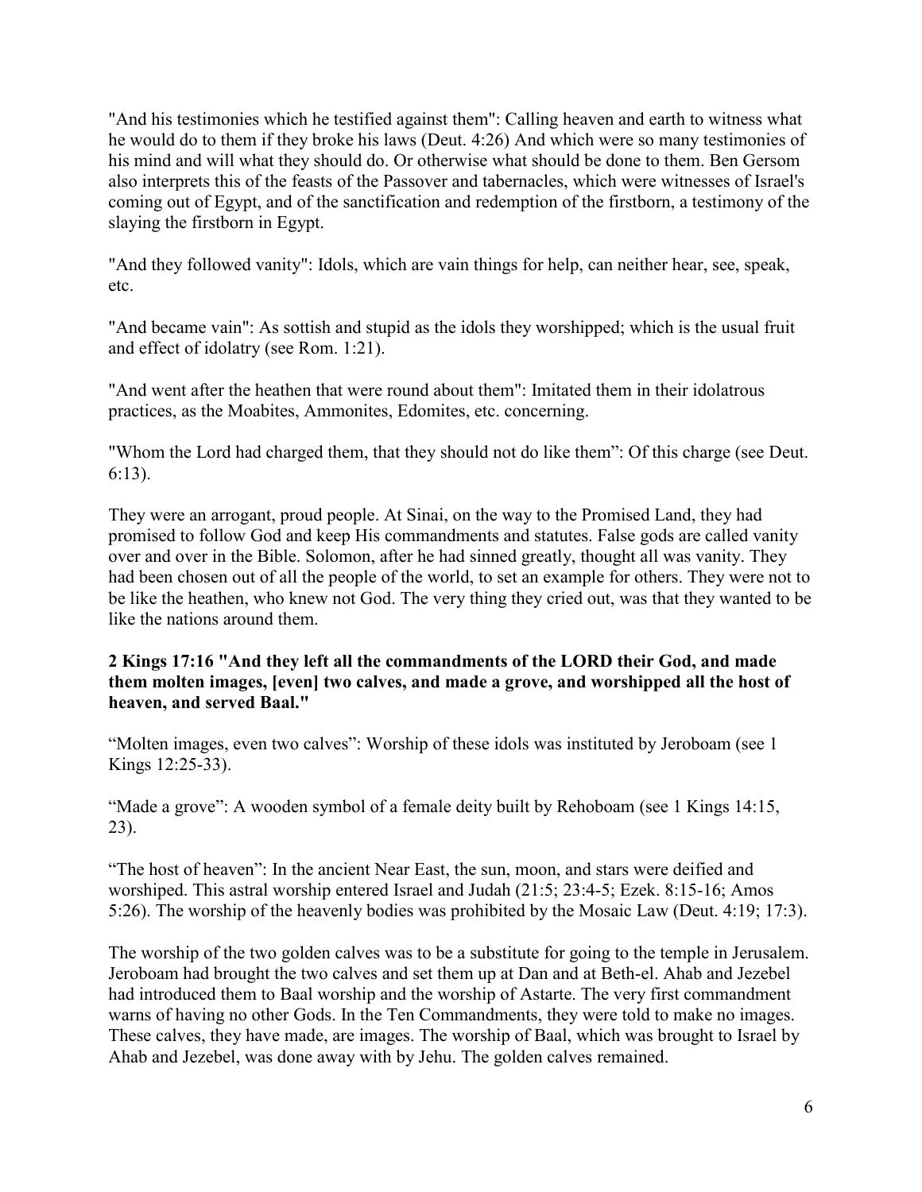"And his testimonies which he testified against them": Calling heaven and earth to witness what he would do to them if they broke his laws (Deut. 4:26) And which were so many testimonies of his mind and will what they should do. Or otherwise what should be done to them. Ben Gersom also interprets this of the feasts of the Passover and tabernacles, which were witnesses of Israel's coming out of Egypt, and of the sanctification and redemption of the firstborn, a testimony of the slaying the firstborn in Egypt.

"And they followed vanity": Idols, which are vain things for help, can neither hear, see, speak, etc.

"And became vain": As sottish and stupid as the idols they worshipped; which is the usual fruit and effect of idolatry (see Rom. 1:21).

"And went after the heathen that were round about them": Imitated them in their idolatrous practices, as the Moabites, Ammonites, Edomites, etc. concerning.

"Whom the Lord had charged them, that they should not do like them": Of this charge (see Deut. 6:13).

They were an arrogant, proud people. At Sinai, on the way to the Promised Land, they had promised to follow God and keep His commandments and statutes. False gods are called vanity over and over in the Bible. Solomon, after he had sinned greatly, thought all was vanity. They had been chosen out of all the people of the world, to set an example for others. They were not to be like the heathen, who knew not God. The very thing they cried out, was that they wanted to be like the nations around them.

**2 Kings 17:16 "And they left all the commandments of the LORD their God, and made them molten images, [even] two calves, and made a grove, and worshipped all the host of heaven, and served Baal."**

"Molten images, even two calves": Worship of these idols was instituted by Jeroboam (see 1 Kings 12:25-33).

"Made a grove": A wooden symbol of a female deity built by Rehoboam (see 1 Kings 14:15, 23).

"The host of heaven": In the ancient Near East, the sun, moon, and stars were deified and worshiped. This astral worship entered Israel and Judah (21:5; 23:4-5; Ezek. 8:15-16; Amos 5:26). The worship of the heavenly bodies was prohibited by the Mosaic Law (Deut. 4:19; 17:3).

The worship of the two golden calves was to be a substitute for going to the temple in Jerusalem. Jeroboam had brought the two calves and set them up at Dan and at Beth-el. Ahab and Jezebel had introduced them to Baal worship and the worship of Astarte. The very first commandment warns of having no other Gods. In the Ten Commandments, they were told to make no images. These calves, they have made, are images. The worship of Baal, which was brought to Israel by Ahab and Jezebel, was done away with by Jehu. The golden calves remained.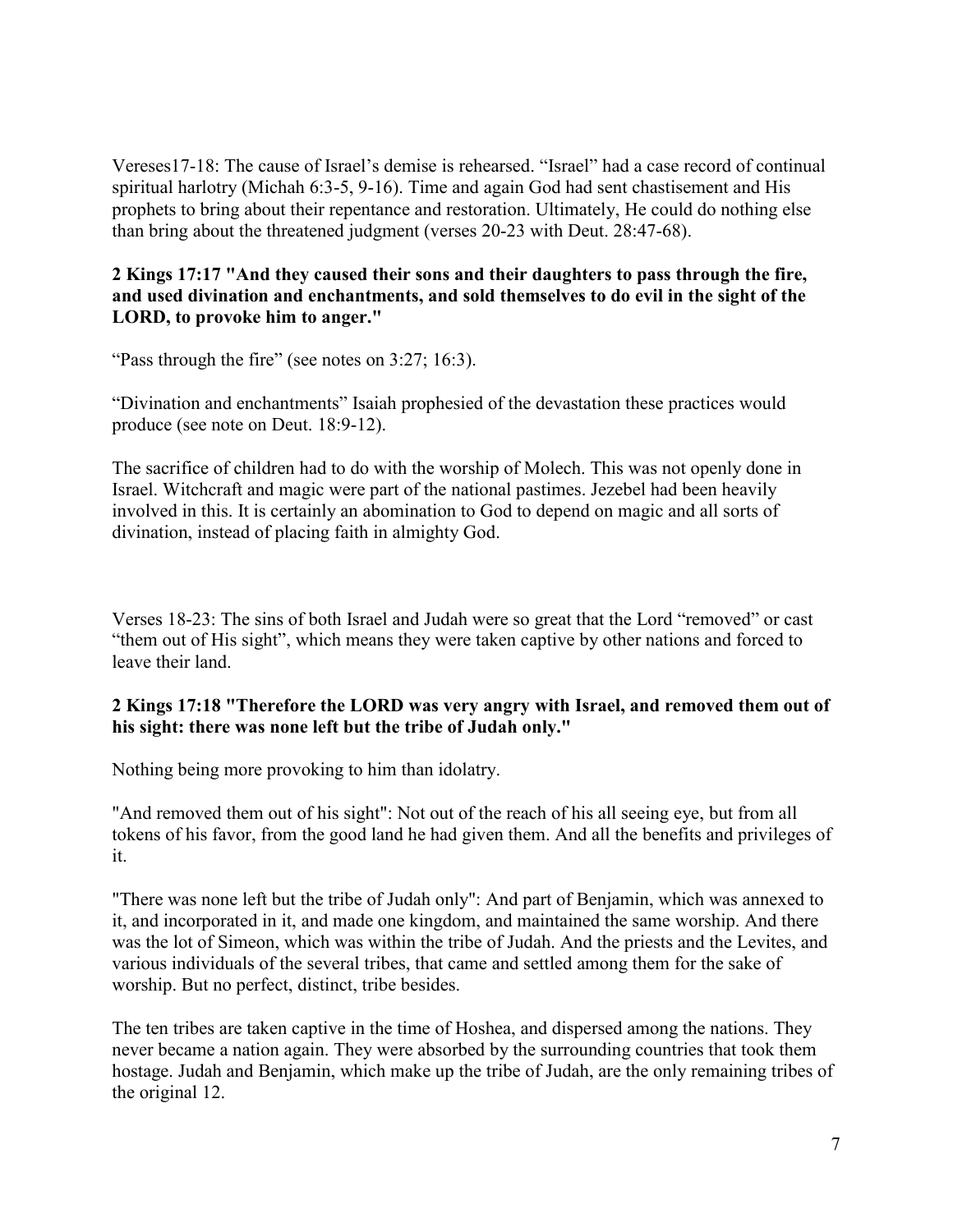Vereses17-18: The cause of Israel's demise is rehearsed. "Israel" had a case record of continual spiritual harlotry (Michah 6:3-5, 9-16). Time and again God had sent chastisement and His prophets to bring about their repentance and restoration. Ultimately, He could do nothing else than bring about the threatened judgment (verses 20-23 with Deut. 28:47-68).

**2 Kings 17:17 "And they caused their sons and their daughters to pass through the fire, and used divination and enchantments, and sold themselves to do evil in the sight of the LORD, to provoke him to anger."**

"Pass through the fire" (see notes on 3:27; 16:3).

"Divination and enchantments" Isaiah prophesied of the devastation these practices would produce (see note on Deut. 18:9-12).

The sacrifice of children had to do with the worship of Molech. This was not openly done in Israel. Witchcraft and magic were part of the national pastimes. Jezebel had been heavily involved in this. It is certainly an abomination to God to depend on magic and all sorts of divination, instead of placing faith in almighty God.

Verses 18-23: The sins of both Israel and Judah were so great that the Lord "removed" or cast "them out of His sight", which means they were taken captive by other nations and forced to leave their land.

**2 Kings 17:18 "Therefore the LORD was very angry with Israel, and removed them out of his sight: there was none left but the tribe of Judah only."**

Nothing being more provoking to him than idolatry.

"And removed them out of his sight": Not out of the reach of his all seeing eye, but from all tokens of his favor, from the good land he had given them. And all the benefits and privileges of it.

"There was none left but the tribe of Judah only": And part of Benjamin, which was annexed to it, and incorporated in it, and made one kingdom, and maintained the same worship. And there was the lot of Simeon, which was within the tribe of Judah. And the priests and the Levites, and various individuals of the several tribes, that came and settled among them for the sake of worship. But no perfect, distinct, tribe besides.

The ten tribes are taken captive in the time of Hoshea, and dispersed among the nations. They never became a nation again. They were absorbed by the surrounding countries that took them hostage. Judah and Benjamin, which make up the tribe of Judah, are the only remaining tribes of the original 12.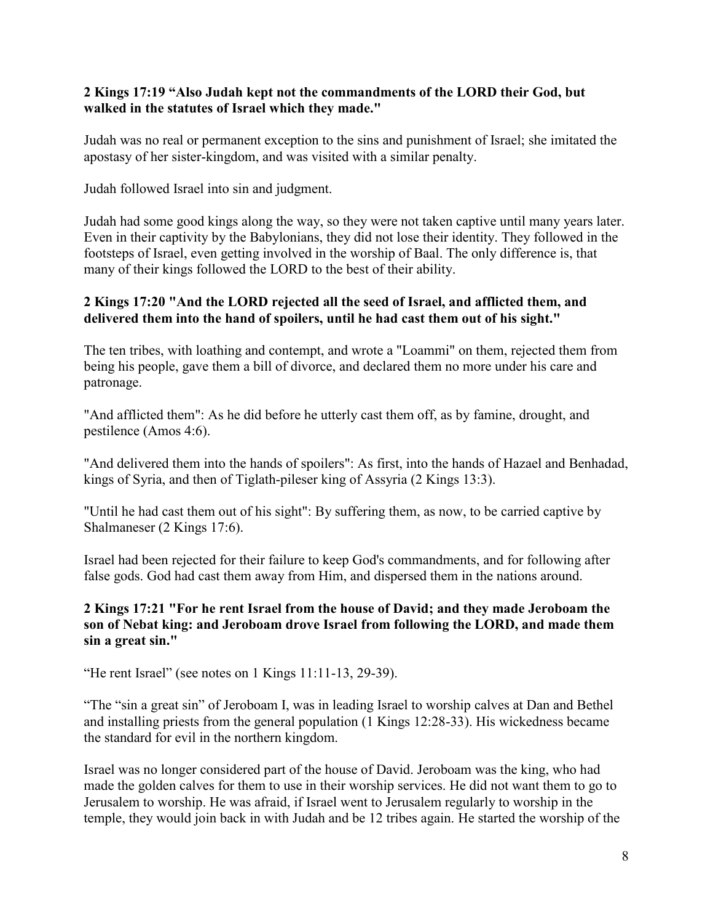**2 Kings 17:19 “Also Judah kept not the commandments of the LORD their God, but walked in the statutes of Israel which they made."**

Judah was no real or permanent exception to the sins and punishment of Israel; she imitated the apostasy of her sister-kingdom, and was visited with a similar penalty.

Judah followed Israel into sin and judgment.

Judah had some good kings along the way, so they were not taken captive until many years later. Even in their captivity by the Babylonians, they did not lose their identity. They followed in the footsteps of Israel, even getting involved in the worship of Baal. The only difference is, that many of their kings followed the LORD to the best of their ability.

**2 Kings 17:20 "And the LORD rejected all the seed of Israel, and afflicted them, and delivered them into the hand of spoilers, until he had cast them out of his sight."**

The ten tribes, with loathing and contempt, and wrote a "Loammi" on them, rejected them from being his people, gave them a bill of divorce, and declared them no more under his care and patronage.

"And afflicted them": As he did before he utterly cast them off, as by famine, drought, and pestilence (Amos 4:6).

"And delivered them into the hands of spoilers": As first, into the hands of Hazael and Benhadad, kings of Syria, and then of Tiglath-pileser king of Assyria (2 Kings 13:3).

"Until he had cast them out of his sight": By suffering them, as now, to be carried captive by Shalmaneser (2 Kings 17:6).

Israel had been rejected for their failure to keep God's commandments, and for following after false gods. God had cast them away from Him, and dispersed them in the nations around.

**2 Kings 17:21 "For he rent Israel from the house of David; and they made Jeroboam the son of Nebat king: and Jeroboam drove Israel from following the LORD, and made them sin a great sin."**

“He rent Israel” (see notes on 1 Kings 11:11-13, 29-39).

“The “sin a great sin” of Jeroboam I, was in leading Israel to worship calves at Dan and Bethel and installing priests from the general population (1 Kings 12:28-33). His wickedness became the standard for evil in the northern kingdom.

Israel was no longer considered part of the house of David. Jeroboam was the king, who had made the golden calves for them to use in their worship services. He did not want them to go to Jerusalem to worship. He was afraid, if Israel went to Jerusalem regularly to worship in the temple, they would join back in with Judah and be 12 tribes again. He started the worship of the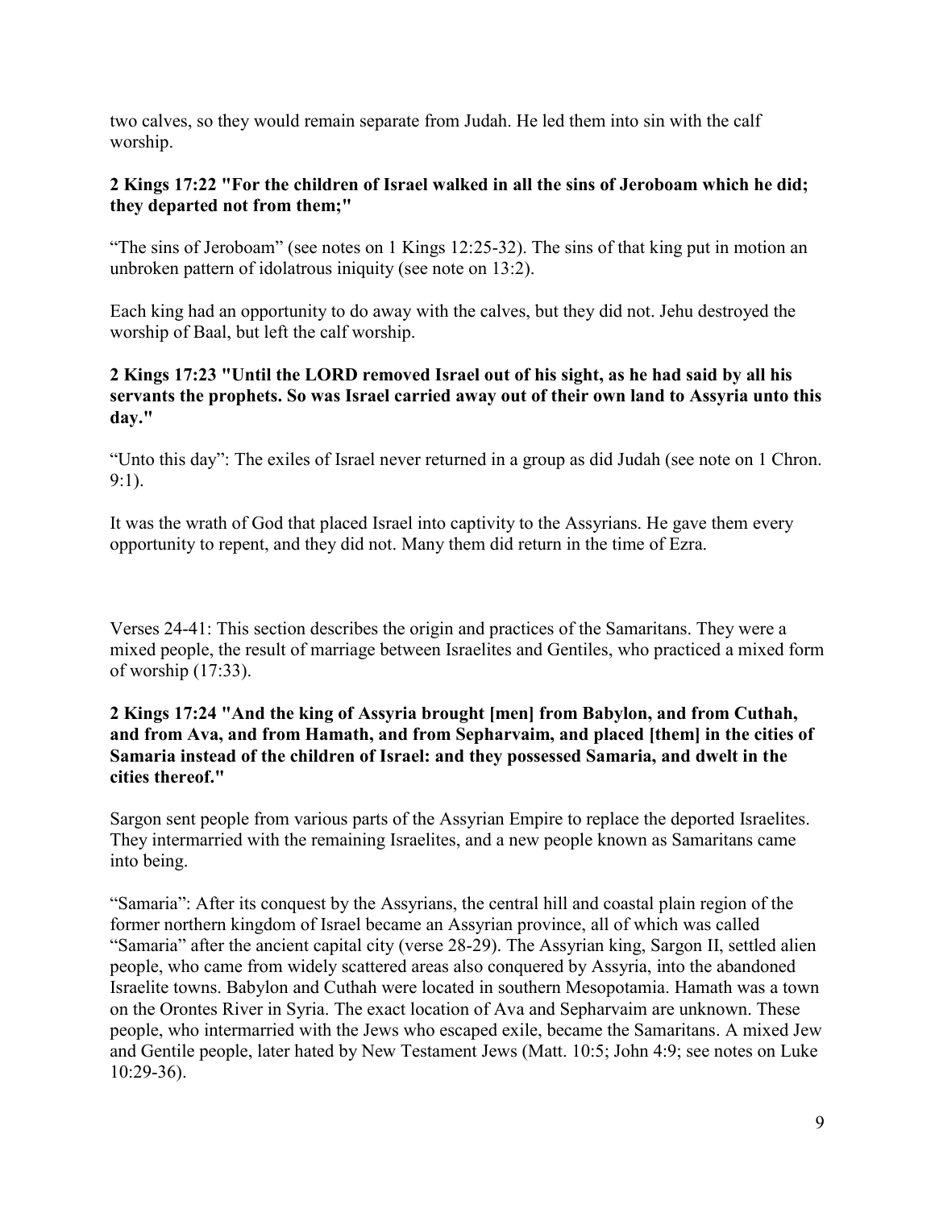two calves, so they would remain separate from Judah. He led them into sin with the calf worship.

**2 Kings 17:22 "For the children of Israel walked in all the sins of Jeroboam which he did; they departed not from them;"**

“The sins of Jeroboam” (see notes on 1 Kings 12:25-32). The sins of that king put in motion an unbroken pattern of idolatrous iniquity (see note on 13:2).

Each king had an opportunity to do away with the calves, but they did not. Jehu destroyed the worship of Baal, but left the calf worship.

**2 Kings 17:23 "Until the LORD removed Israel out of his sight, as he had said by all his servants the prophets. So was Israel carried away out of their own land to Assyria unto this day."**

“Unto this day”: The exiles of Israel never returned in a group as did Judah (see note on 1 Chron. 9:1).

It was the wrath of God that placed Israel into captivity to the Assyrians. He gave them every opportunity to repent, and they did not. Many them did return in the time of Ezra.

Verses 24-41: This section describes the origin and practices of the Samaritans. They were a mixed people, the result of marriage between Israelites and Gentiles, who practiced a mixed form of worship (17:33).

**2 Kings 17:24 "And the king of Assyria brought [men] from Babylon, and from Cuthah, and from Ava, and from Hamath, and from Sepharvaim, and placed [them] in the cities of Samaria instead of the children of Israel: and they possessed Samaria, and dwelt in the cities thereof."**

Sargon sent people from various parts of the Assyrian Empire to replace the deported Israelites. They intermarried with the remaining Israelites, and a new people known as Samaritans came into being.

“Samaria”: After its conquest by the Assyrians, the central hill and coastal plain region of the former northern kingdom of Israel became an Assyrian province, all of which was called “Samaria” after the ancient capital city (verse 28-29). The Assyrian king, Sargon II, settled alien people, who came from widely scattered areas also conquered by Assyria, into the abandoned Israelite towns. Babylon and Cuthah were located in southern Mesopotamia. Hamath was a town on the Orontes River in Syria. The exact location of Ava and Sepharvaim are unknown. These people, who intermarried with the Jews who escaped exile, became the Samaritans. A mixed Jew and Gentile people, later hated by New Testament Jews (Matt. 10:5; John 4:9; see notes on Luke 10:29-36).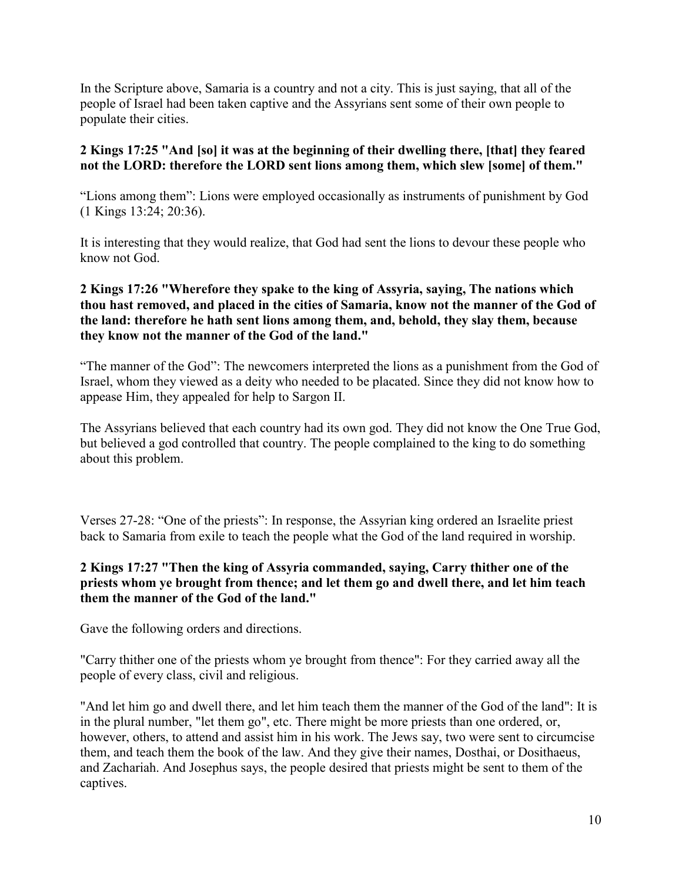In the Scripture above, Samaria is a country and not a city. This is just saying, that all of the people of Israel had been taken captive and the Assyrians sent some of their own people to populate their cities.

**2 Kings 17:25 "And [so] it was at the beginning of their dwelling there, [that] they feared not the LORD: therefore the LORD sent lions among them, which slew [some] of them."**

"Lions among them": Lions were employed occasionally as instruments of punishment by God (1 Kings 13:24; 20:36).

It is interesting that they would realize, that God had sent the lions to devour these people who know not God.

**2 Kings 17:26 "Wherefore they spake to the king of Assyria, saying, The nations which thou hast removed, and placed in the cities of Samaria, know not the manner of the God of the land: therefore he hath sent lions among them, and, behold, they slay them, because they know not the manner of the God of the land."**

"The manner of the God": The newcomers interpreted the lions as a punishment from the God of Israel, whom they viewed as a deity who needed to be placated. Since they did not know how to appease Him, they appealed for help to Sargon II.

The Assyrians believed that each country had its own god. They did not know the One True God, but believed a god controlled that country. The people complained to the king to do something about this problem.

Verses 27-28: "One of the priests": In response, the Assyrian king ordered an Israelite priest back to Samaria from exile to teach the people what the God of the land required in worship.

**2 Kings 17:27 "Then the king of Assyria commanded, saying, Carry thither one of the priests whom ye brought from thence; and let them go and dwell there, and let him teach them the manner of the God of the land."**

Gave the following orders and directions.

"Carry thither one of the priests whom ye brought from thence": For they carried away all the people of every class, civil and religious.

"And let him go and dwell there, and let him teach them the manner of the God of the land": It is in the plural number, "let them go", etc. There might be more priests than one ordered, or, however, others, to attend and assist him in his work. The Jews say, two were sent to circumcise them, and teach them the book of the law. And they give their names, Dosthai, or Dosithaeus, and Zachariah. And Josephus says, the people desired that priests might be sent to them of the captives.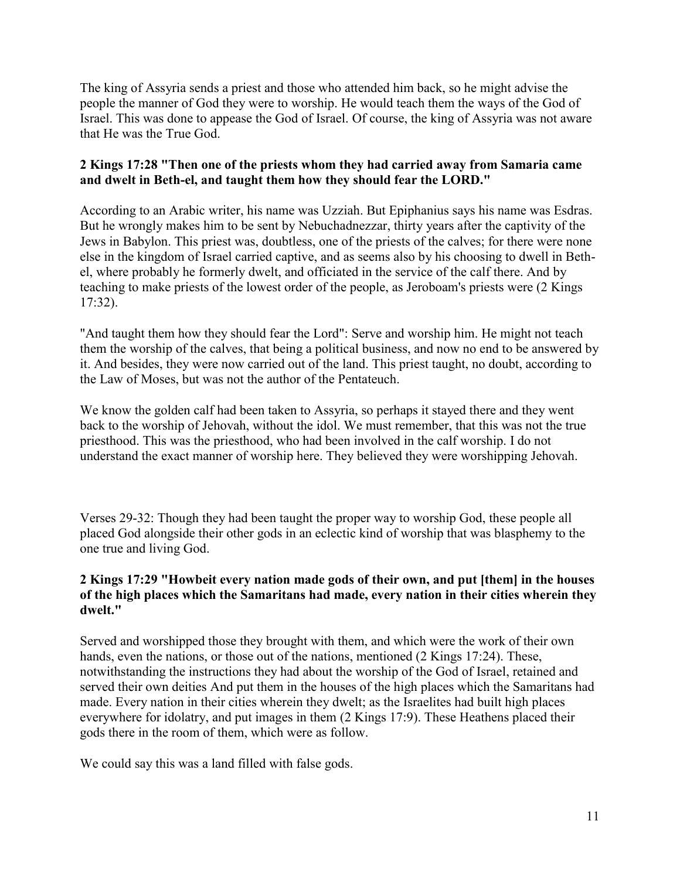The king of Assyria sends a priest and those who attended him back, so he might advise the people the manner of God they were to worship. He would teach them the ways of the God of Israel. This was done to appease the God of Israel. Of course, the king of Assyria was not aware that He was the True God.

**2 Kings 17:28 "Then one of the priests whom they had carried away from Samaria came and dwelt in Beth-el, and taught them how they should fear the LORD."**

According to an Arabic writer, his name was Uzziah. But Epiphanius says his name was Esdras. But he wrongly makes him to be sent by Nebuchadnezzar, thirty years after the captivity of the Jews in Babylon. This priest was, doubtless, one of the priests of the calves; for there were none else in the kingdom of Israel carried captive, and as seems also by his choosing to dwell in Beth-el, where probably he formerly dwelt, and officiated in the service of the calf there. And by teaching to make priests of the lowest order of the people, as Jeroboam's priests were (2 Kings 17:32).

"And taught them how they should fear the Lord": Serve and worship him. He might not teach them the worship of the calves, that being a political business, and now no end to be answered by it. And besides, they were now carried out of the land. This priest taught, no doubt, according to the Law of Moses, but was not the author of the Pentateuch.

We know the golden calf had been taken to Assyria, so perhaps it stayed there and they went back to the worship of Jehovah, without the idol. We must remember, that this was not the true priesthood. This was the priesthood, who had been involved in the calf worship. I do not understand the exact manner of worship here. They believed they were worshipping Jehovah.

Verses 29-32: Though they had been taught the proper way to worship God, these people all placed God alongside their other gods in an eclectic kind of worship that was blasphemy to the one true and living God.

**2 Kings 17:29 "Howbeit every nation made gods of their own, and put [them] in the houses of the high places which the Samaritans had made, every nation in their cities wherein they dwelt."**

Served and worshipped those they brought with them, and which were the work of their own hands, even the nations, or those out of the nations, mentioned (2 Kings 17:24). These, notwithstanding the instructions they had about the worship of the God of Israel, retained and served their own deities And put them in the houses of the high places which the Samaritans had made. Every nation in their cities wherein they dwelt; as the Israelites had built high places everywhere for idolatry, and put images in them (2 Kings 17:9). These Heathens placed their gods there in the room of them, which were as follow.

We could say this was a land filled with false gods.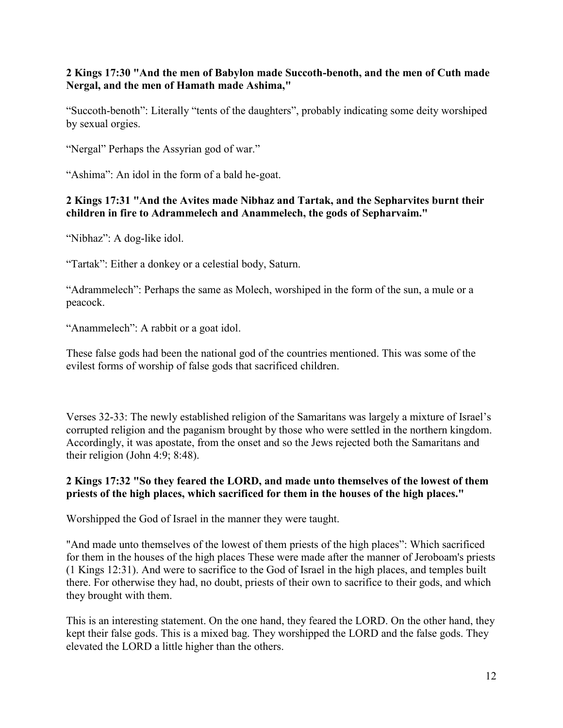**2 Kings 17:30 "And the men of Babylon made Succoth-benoth, and the men of Cuth made Nergal, and the men of Hamath made Ashima,"**

“Succoth-benoth”: Literally “tents of the daughters”, probably indicating some deity worshiped by sexual orgies.

“Nergal” Perhaps the Assyrian god of war.”

“Ashima”: An idol in the form of a bald he-goat.

**2 Kings 17:31 "And the Avites made Nibhaz and Tartak, and the Sepharvites burnt their children in fire to Adrammelech and Anammelech, the gods of Sepharvaim."**

“Nibhaz”: A dog-like idol.

“Tartak”: Either a donkey or a celestial body, Saturn.

“Adrammelech”: Perhaps the same as Molech, worshiped in the form of the sun, a mule or a peacock.

“Anammelech”: A rabbit or a goat idol.

These false gods had been the national god of the countries mentioned. This was some of the evilest forms of worship of false gods that sacrificed children.

Verses 32-33: The newly established religion of the Samaritans was largely a mixture of Israel’s corrupted religion and the paganism brought by those who were settled in the northern kingdom. Accordingly, it was apostate, from the onset and so the Jews rejected both the Samaritans and their religion (John 4:9; 8:48).

**2 Kings 17:32 "So they feared the LORD, and made unto themselves of the lowest of them priests of the high places, which sacrificed for them in the houses of the high places."**

Worshipped the God of Israel in the manner they were taught.

"And made unto themselves of the lowest of them priests of the high places”: Which sacrificed for them in the houses of the high places These were made after the manner of Jeroboam's priests (1 Kings 12:31). And were to sacrifice to the God of Israel in the high places, and temples built there. For otherwise they had, no doubt, priests of their own to sacrifice to their gods, and which they brought with them.

This is an interesting statement. On the one hand, they feared the LORD. On the other hand, they kept their false gods. This is a mixed bag. They worshipped the LORD and the false gods. They elevated the LORD a little higher than the others.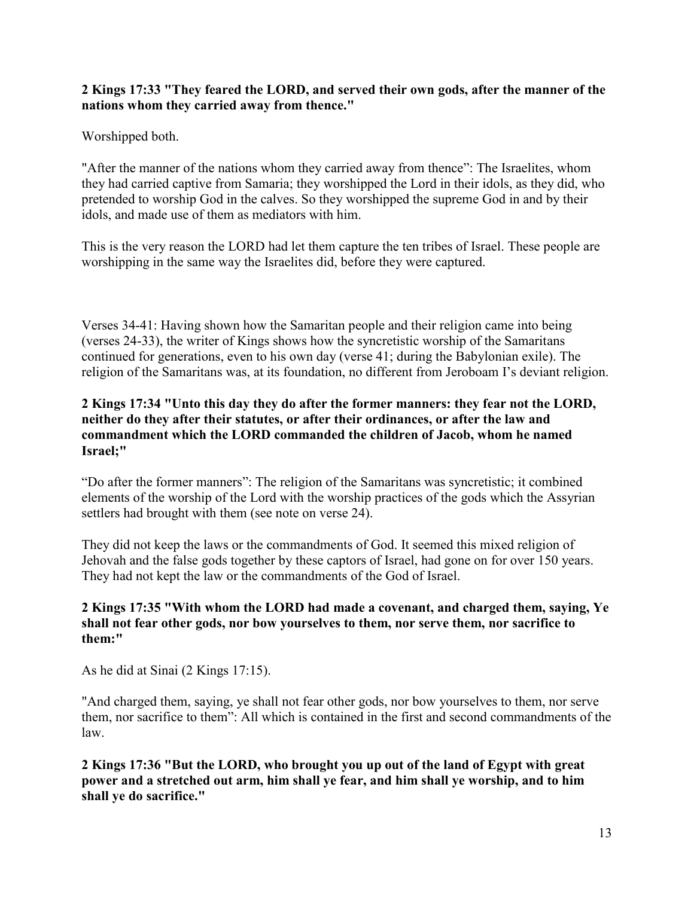**2 Kings 17:33 "They feared the LORD, and served their own gods, after the manner of the nations whom they carried away from thence."**

Worshipped both.

"After the manner of the nations whom they carried away from thence”: The Israelites, whom they had carried captive from Samaria; they worshipped the Lord in their idols, as they did, who pretended to worship God in the calves. So they worshipped the supreme God in and by their idols, and made use of them as mediators with him.

This is the very reason the LORD had let them capture the ten tribes of Israel. These people are worshipping in the same way the Israelites did, before they were captured.

Verses 34-41: Having shown how the Samaritan people and their religion came into being (verses 24-33), the writer of Kings shows how the syncretistic worship of the Samaritans continued for generations, even to his own day (verse 41; during the Babylonian exile). The religion of the Samaritans was, at its foundation, no different from Jeroboam I’s deviant religion.

**2 Kings 17:34 "Unto this day they do after the former manners: they fear not the LORD, neither do they after their statutes, or after their ordinances, or after the law and commandment which the LORD commanded the children of Jacob, whom he named Israel;"**

“Do after the former manners”: The religion of the Samaritans was syncretistic; it combined elements of the worship of the Lord with the worship practices of the gods which the Assyrian settlers had brought with them (see note on verse 24).

They did not keep the laws or the commandments of God. It seemed this mixed religion of Jehovah and the false gods together by these captors of Israel, had gone on for over 150 years. They had not kept the law or the commandments of the God of Israel.

**2 Kings 17:35 "With whom the LORD had made a covenant, and charged them, saying, Ye shall not fear other gods, nor bow yourselves to them, nor serve them, nor sacrifice to them:"**

As he did at Sinai (2 Kings 17:15).

"And charged them, saying, ye shall not fear other gods, nor bow yourselves to them, nor serve them, nor sacrifice to them”: All which is contained in the first and second commandments of the law.

**2 Kings 17:36 "But the LORD, who brought you up out of the land of Egypt with great power and a stretched out arm, him shall ye fear, and him shall ye worship, and to him shall ye do sacrifice."**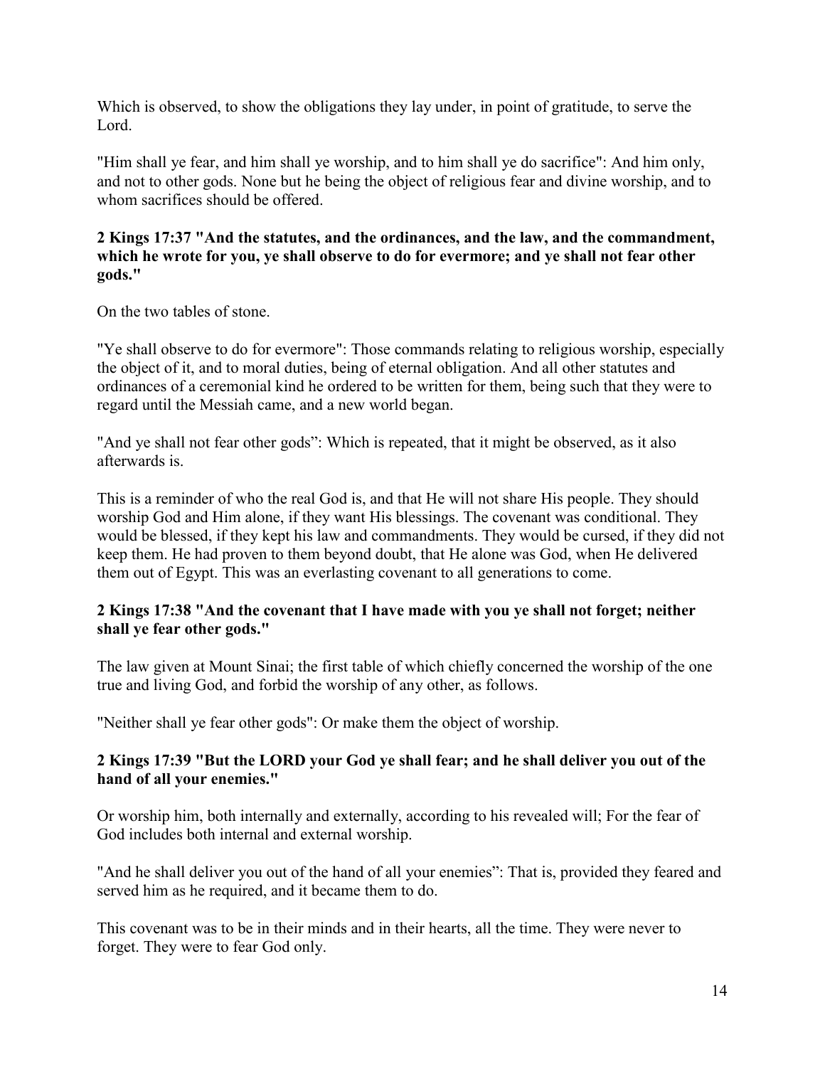Which is observed, to show the obligations they lay under, in point of gratitude, to serve the Lord.

"Him shall ye fear, and him shall ye worship, and to him shall ye do sacrifice": And him only, and not to other gods. None but he being the object of religious fear and divine worship, and to whom sacrifices should be offered.

**2 Kings 17:37 "And the statutes, and the ordinances, and the law, and the commandment, which he wrote for you, ye shall observe to do for evermore; and ye shall not fear other gods."**

On the two tables of stone.

"Ye shall observe to do for evermore": Those commands relating to religious worship, especially the object of it, and to moral duties, being of eternal obligation. And all other statutes and ordinances of a ceremonial kind he ordered to be written for them, being such that they were to regard until the Messiah came, and a new world began.

"And ye shall not fear other gods": Which is repeated, that it might be observed, as it also afterwards is.

This is a reminder of who the real God is, and that He will not share His people. They should worship God and Him alone, if they want His blessings. The covenant was conditional. They would be blessed, if they kept his law and commandments. They would be cursed, if they did not keep them. He had proven to them beyond doubt, that He alone was God, when He delivered them out of Egypt. This was an everlasting covenant to all generations to come.

**2 Kings 17:38 "And the covenant that I have made with you ye shall not forget; neither shall ye fear other gods."**

The law given at Mount Sinai; the first table of which chiefly concerned the worship of the one true and living God, and forbid the worship of any other, as follows.

"Neither shall ye fear other gods": Or make them the object of worship.

**2 Kings 17:39 "But the LORD your God ye shall fear; and he shall deliver you out of the hand of all your enemies."**

Or worship him, both internally and externally, according to his revealed will; For the fear of God includes both internal and external worship.

"And he shall deliver you out of the hand of all your enemies": That is, provided they feared and served him as he required, and it became them to do.

This covenant was to be in their minds and in their hearts, all the time. They were never to forget. They were to fear God only.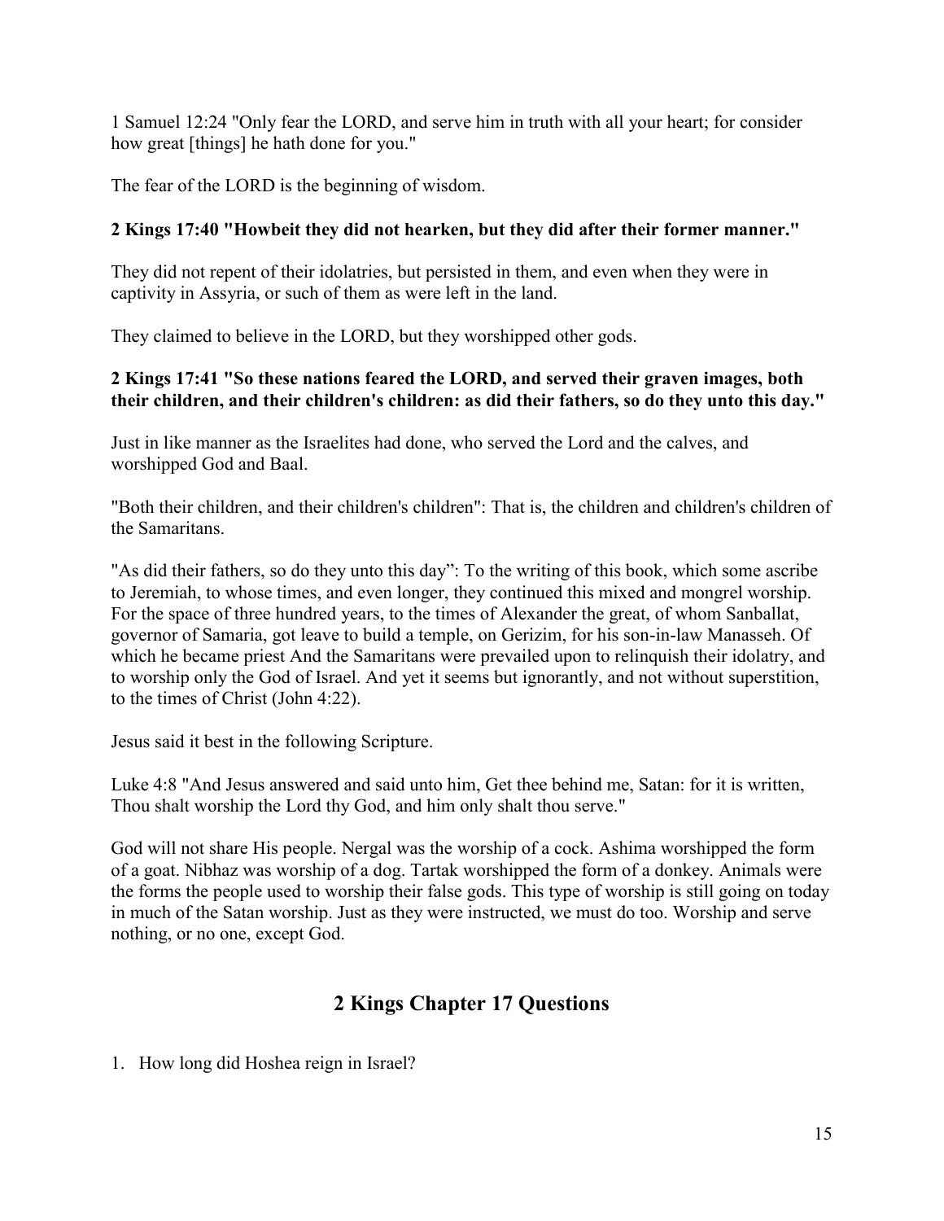1 Samuel 12:24 "Only fear the LORD, and serve him in truth with all your heart; for consider how great [things] he hath done for you."

The fear of the LORD is the beginning of wisdom.

**2 Kings 17:40 "Howbeit they did not hearken, but they did after their former manner."**

They did not repent of their idolatries, but persisted in them, and even when they were in captivity in Assyria, or such of them as were left in the land.

They claimed to believe in the LORD, but they worshipped other gods.

**2 Kings 17:41 "So these nations feared the LORD, and served their graven images, both their children, and their children's children: as did their fathers, so do they unto this day."**

Just in like manner as the Israelites had done, who served the Lord and the calves, and worshipped God and Baal.

"Both their children, and their children's children": That is, the children and children's children of the Samaritans.

"As did their fathers, so do they unto this day": To the writing of this book, which some ascribe to Jeremiah, to whose times, and even longer, they continued this mixed and mongrel worship. For the space of three hundred years, to the times of Alexander the great, of whom Sanballat, governor of Samaria, got leave to build a temple, on Gerizim, for his son-in-law Manasseh. Of which he became priest And the Samaritans were prevailed upon to relinquish their idolatry, and to worship only the God of Israel. And yet it seems but ignorantly, and not without superstition, to the times of Christ (John 4:22).

Jesus said it best in the following Scripture.

Luke 4:8 "And Jesus answered and said unto him, Get thee behind me, Satan: for it is written, Thou shalt worship the Lord thy God, and him only shalt thou serve."

God will not share His people. Nergal was the worship of a cock. Ashima worshipped the form of a goat. Nibhaz was worship of a dog. Tartak worshipped the form of a donkey. Animals were the forms the people used to worship their false gods. This type of worship is still going on today in much of the Satan worship. Just as they were instructed, we must do too. Worship and serve nothing, or no one, except God.

## 2 Kings Chapter 17 Questions

1. How long did Hoshea reign in Israel?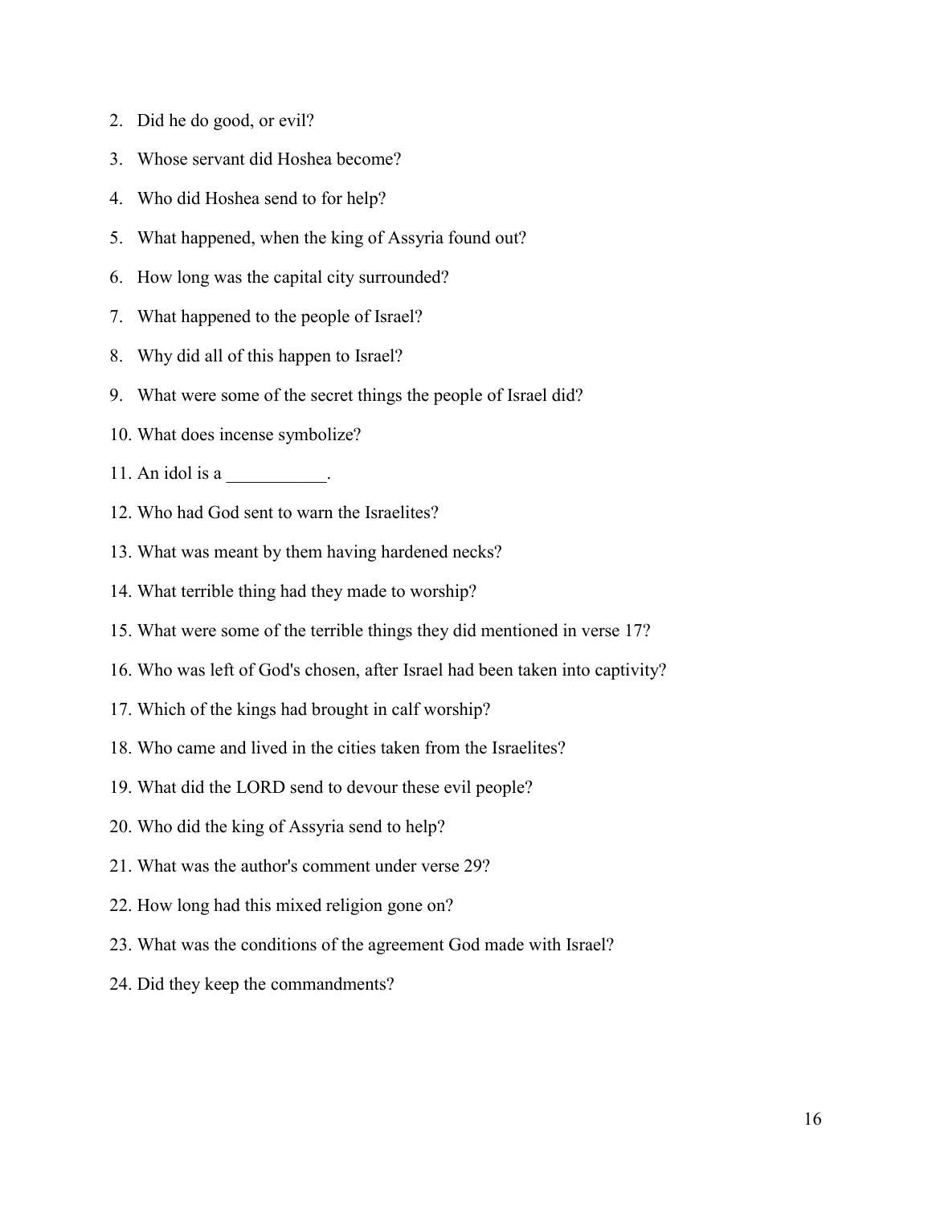2. Did he do good, or evil?
3. Whose servant did Hoshea become?
4. Who did Hoshea send to for help?
5. What happened, when the king of Assyria found out?
6. How long was the capital city surrounded?
7. What happened to the people of Israel?
8. Why did all of this happen to Israel?
9. What were some of the secret things the people of Israel did?
10. What does incense symbolize?
11. An idol is a ___________.
12. Who had God sent to warn the Israelites?
13. What was meant by them having hardened necks?
14. What terrible thing had they made to worship?
15. What were some of the terrible things they did mentioned in verse 17?
16. Who was left of God's chosen, after Israel had been taken into captivity?
17. Which of the kings had brought in calf worship?
18. Who came and lived in the cities taken from the Israelites?
19. What did the LORD send to devour these evil people?
20. Who did the king of Assyria send to help?
21. What was the author's comment under verse 29?
22. How long had this mixed religion gone on?
23. What was the conditions of the agreement God made with Israel?
24. Did they keep the commandments?